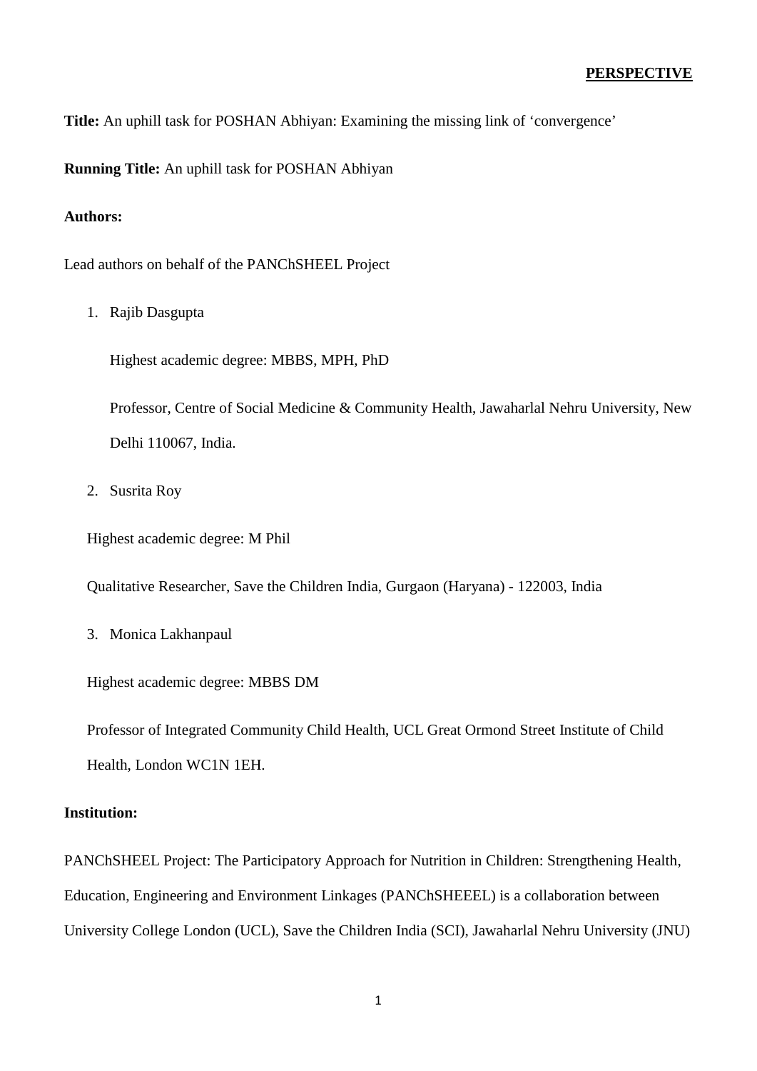**PERSPECTIVE**

**Title:** An uphill task for POSHAN Abhiyan: Examining the missing link of 'convergence'

**Running Title:** An uphill task for POSHAN Abhiyan

**Authors:**

Lead authors on behalf of the PANChSHEEL Project

1. Rajib Dasgupta

   Highest academic degree: MBBS, MPH, PhD

   Professor, Centre of Social Medicine & Community Health, Jawaharlal Nehru University, New Delhi 110067, India.

2. Susrita Roy

   Highest academic degree: M Phil

   Qualitative Researcher, Save the Children India, Gurgaon (Haryana) - 122003, India

3. Monica Lakhanpaul

   Highest academic degree: MBBS DM

   Professor of Integrated Community Child Health, UCL Great Ormond Street Institute of Child Health, London WC1N 1EH.

**Institution:**

PANChSHEEL Project: The Participatory Approach for Nutrition in Children: Strengthening Health, Education, Engineering and Environment Linkages (PANChSHEEEL) is a collaboration between University College London (UCL), Save the Children India (SCI), Jawaharlal Nehru University (JNU)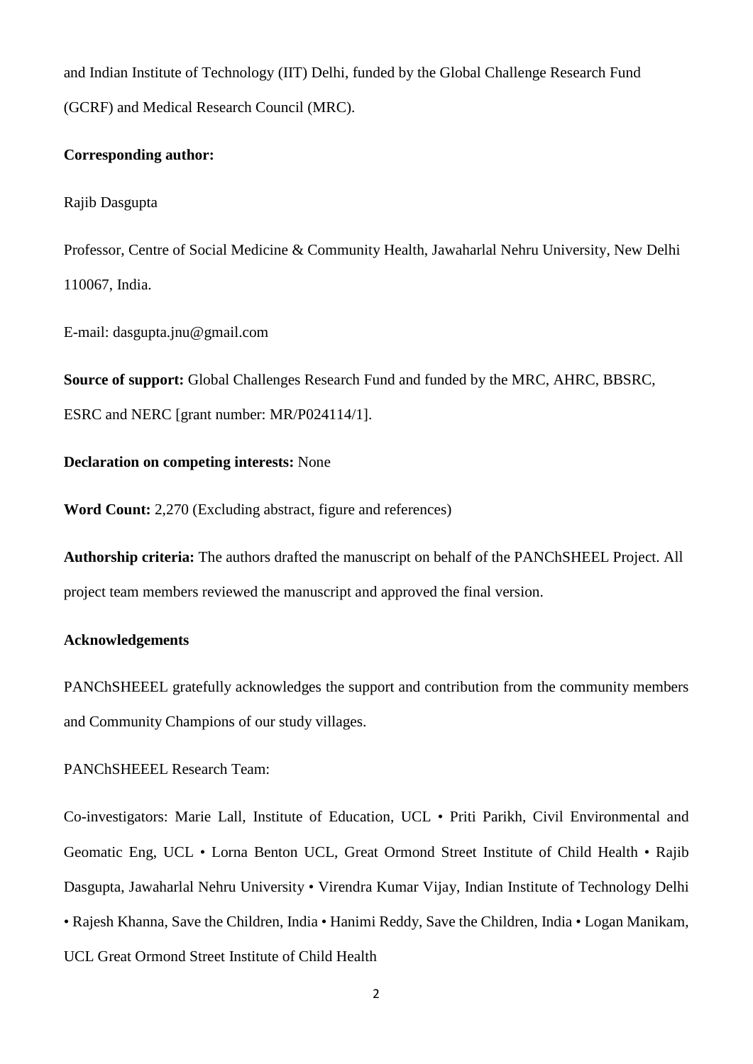and Indian Institute of Technology (IIT) Delhi, funded by the Global Challenge Research Fund (GCRF) and Medical Research Council (MRC).

**Corresponding author:**

Rajib Dasgupta

Professor, Centre of Social Medicine & Community Health, Jawaharlal Nehru University, New Delhi 110067, India.

E-mail: dasgupta.jnu@gmail.com

**Source of support:** Global Challenges Research Fund and funded by the MRC, AHRC, BBSRC, ESRC and NERC [grant number: MR/P024114/1].

**Declaration on competing interests:** None

**Word Count:** 2,270 (Excluding abstract, figure and references)

**Authorship criteria:** The authors drafted the manuscript on behalf of the PANChSHEEL Project. All project team members reviewed the manuscript and approved the final version.

**Acknowledgements**

PANChSHEEEL gratefully acknowledges the support and contribution from the community members and Community Champions of our study villages.

PANChSHEEEL Research Team:

Co-investigators: Marie Lall, Institute of Education, UCL • Priti Parikh, Civil Environmental and Geomatic Eng, UCL • Lorna Benton UCL, Great Ormond Street Institute of Child Health • Rajib Dasgupta, Jawaharlal Nehru University • Virendra Kumar Vijay, Indian Institute of Technology Delhi • Rajesh Khanna, Save the Children, India • Hanimi Reddy, Save the Children, India • Logan Manikam, UCL Great Ormond Street Institute of Child Health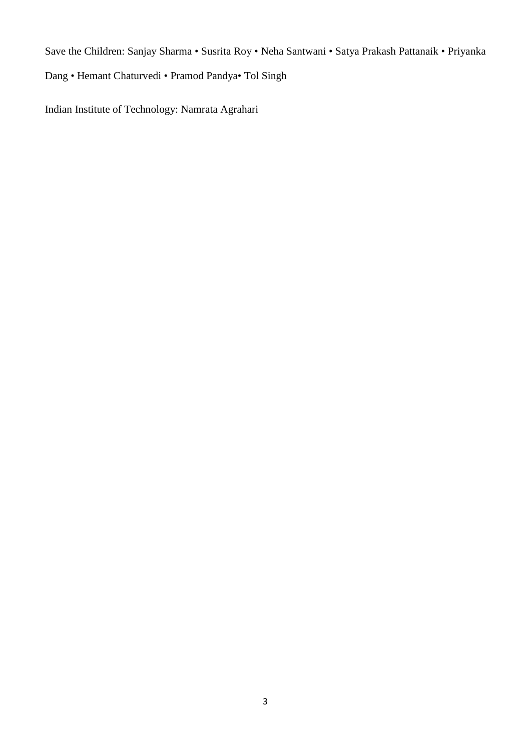Save the Children: Sanjay Sharma • Susrita Roy • Neha Santwani • Satya Prakash Pattanaik • Priyanka Dang • Hemant Chaturvedi • Pramod Pandya• Tol Singh

Indian Institute of Technology: Namrata Agrahari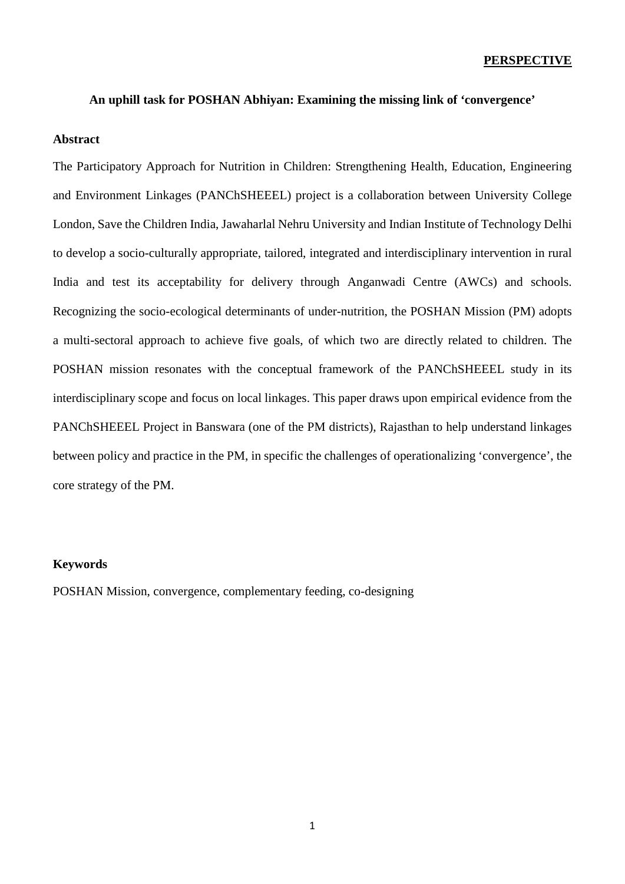**PERSPECTIVE**

## An uphill task for POSHAN Abhiyan: Examining the missing link of 'convergence'

### Abstract

The Participatory Approach for Nutrition in Children: Strengthening Health, Education, Engineering and Environment Linkages (PANChSHEEEL) project is a collaboration between University College London, Save the Children India, Jawaharlal Nehru University and Indian Institute of Technology Delhi to develop a socio-culturally appropriate, tailored, integrated and interdisciplinary intervention in rural India and test its acceptability for delivery through Anganwadi Centre (AWCs) and schools. Recognizing the socio-ecological determinants of under-nutrition, the POSHAN Mission (PM) adopts a multi-sectoral approach to achieve five goals, of which two are directly related to children. The POSHAN mission resonates with the conceptual framework of the PANChSHEEEL study in its interdisciplinary scope and focus on local linkages. This paper draws upon empirical evidence from the PANChSHEEEL Project in Banswara (one of the PM districts), Rajasthan to help understand linkages between policy and practice in the PM, in specific the challenges of operationalizing 'convergence', the core strategy of the PM.

### Keywords

POSHAN Mission, convergence, complementary feeding, co-designing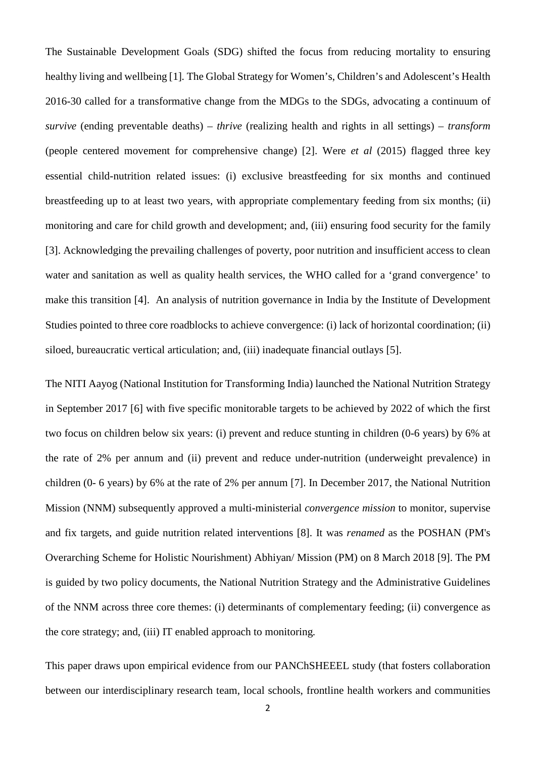The Sustainable Development Goals (SDG) shifted the focus from reducing mortality to ensuring healthy living and wellbeing [1]. The Global Strategy for Women's, Children's and Adolescent's Health 2016-30 called for a transformative change from the MDGs to the SDGs, advocating a continuum of *survive* (ending preventable deaths) – *thrive* (realizing health and rights in all settings) – *transform* (people centered movement for comprehensive change) [2]. Were *et al* (2015) flagged three key essential child-nutrition related issues: (i) exclusive breastfeeding for six months and continued breastfeeding up to at least two years, with appropriate complementary feeding from six months; (ii) monitoring and care for child growth and development; and, (iii) ensuring food security for the family [3]. Acknowledging the prevailing challenges of poverty, poor nutrition and insufficient access to clean water and sanitation as well as quality health services, the WHO called for a 'grand convergence' to make this transition [4]. An analysis of nutrition governance in India by the Institute of Development Studies pointed to three core roadblocks to achieve convergence: (i) lack of horizontal coordination; (ii) siloed, bureaucratic vertical articulation; and, (iii) inadequate financial outlays [5].

The NITI Aayog (National Institution for Transforming India) launched the National Nutrition Strategy in September 2017 [6] with five specific monitorable targets to be achieved by 2022 of which the first two focus on children below six years: (i) prevent and reduce stunting in children (0-6 years) by 6% at the rate of 2% per annum and (ii) prevent and reduce under-nutrition (underweight prevalence) in children (0- 6 years) by 6% at the rate of 2% per annum [7]. In December 2017, the National Nutrition Mission (NNM) subsequently approved a multi-ministerial *convergence mission* to monitor, supervise and fix targets, and guide nutrition related interventions [8]. It was *renamed* as the POSHAN (PM's Overarching Scheme for Holistic Nourishment) Abhiyan/ Mission (PM) on 8 March 2018 [9]. The PM is guided by two policy documents, the National Nutrition Strategy and the Administrative Guidelines of the NNM across three core themes: (i) determinants of complementary feeding; (ii) convergence as the core strategy; and, (iii) IT enabled approach to monitoring.

This paper draws upon empirical evidence from our PANChSHEEEL study (that fosters collaboration between our interdisciplinary research team, local schools, frontline health workers and communities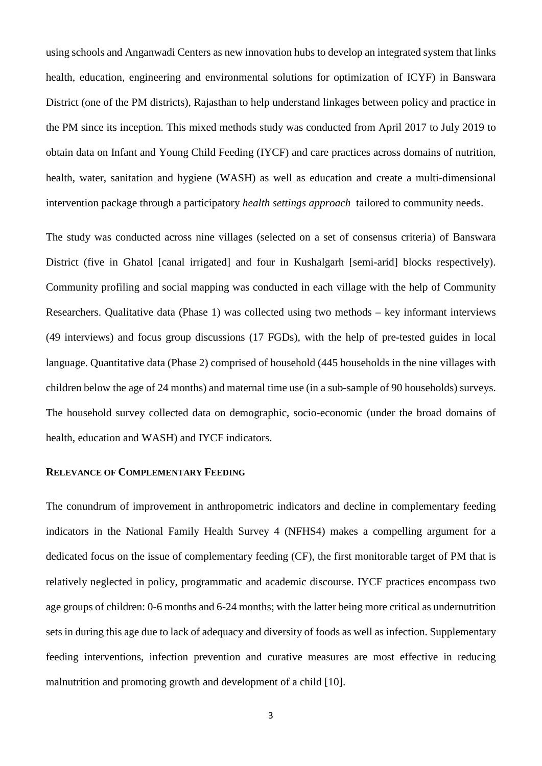using schools and Anganwadi Centers as new innovation hubs to develop an integrated system that links health, education, engineering and environmental solutions for optimization of ICYF) in Banswara District (one of the PM districts), Rajasthan to help understand linkages between policy and practice in the PM since its inception. This mixed methods study was conducted from April 2017 to July 2019 to obtain data on Infant and Young Child Feeding (IYCF) and care practices across domains of nutrition, health, water, sanitation and hygiene (WASH) as well as education and create a multi-dimensional intervention package through a participatory *health settings approach* tailored to community needs.

The study was conducted across nine villages (selected on a set of consensus criteria) of Banswara District (five in Ghatol [canal irrigated] and four in Kushalgarh [semi-arid] blocks respectively). Community profiling and social mapping was conducted in each village with the help of Community Researchers. Qualitative data (Phase 1) was collected using two methods – key informant interviews (49 interviews) and focus group discussions (17 FGDs), with the help of pre-tested guides in local language. Quantitative data (Phase 2) comprised of household (445 households in the nine villages with children below the age of 24 months) and maternal time use (in a sub-sample of 90 households) surveys. The household survey collected data on demographic, socio-economic (under the broad domains of health, education and WASH) and IYCF indicators.

### RELEVANCE OF COMPLEMENTARY FEEDING

The conundrum of improvement in anthropometric indicators and decline in complementary feeding indicators in the National Family Health Survey 4 (NFHS4) makes a compelling argument for a dedicated focus on the issue of complementary feeding (CF), the first monitorable target of PM that is relatively neglected in policy, programmatic and academic discourse. IYCF practices encompass two age groups of children: 0-6 months and 6-24 months; with the latter being more critical as undernutrition sets in during this age due to lack of adequacy and diversity of foods as well as infection. Supplementary feeding interventions, infection prevention and curative measures are most effective in reducing malnutrition and promoting growth and development of a child [10].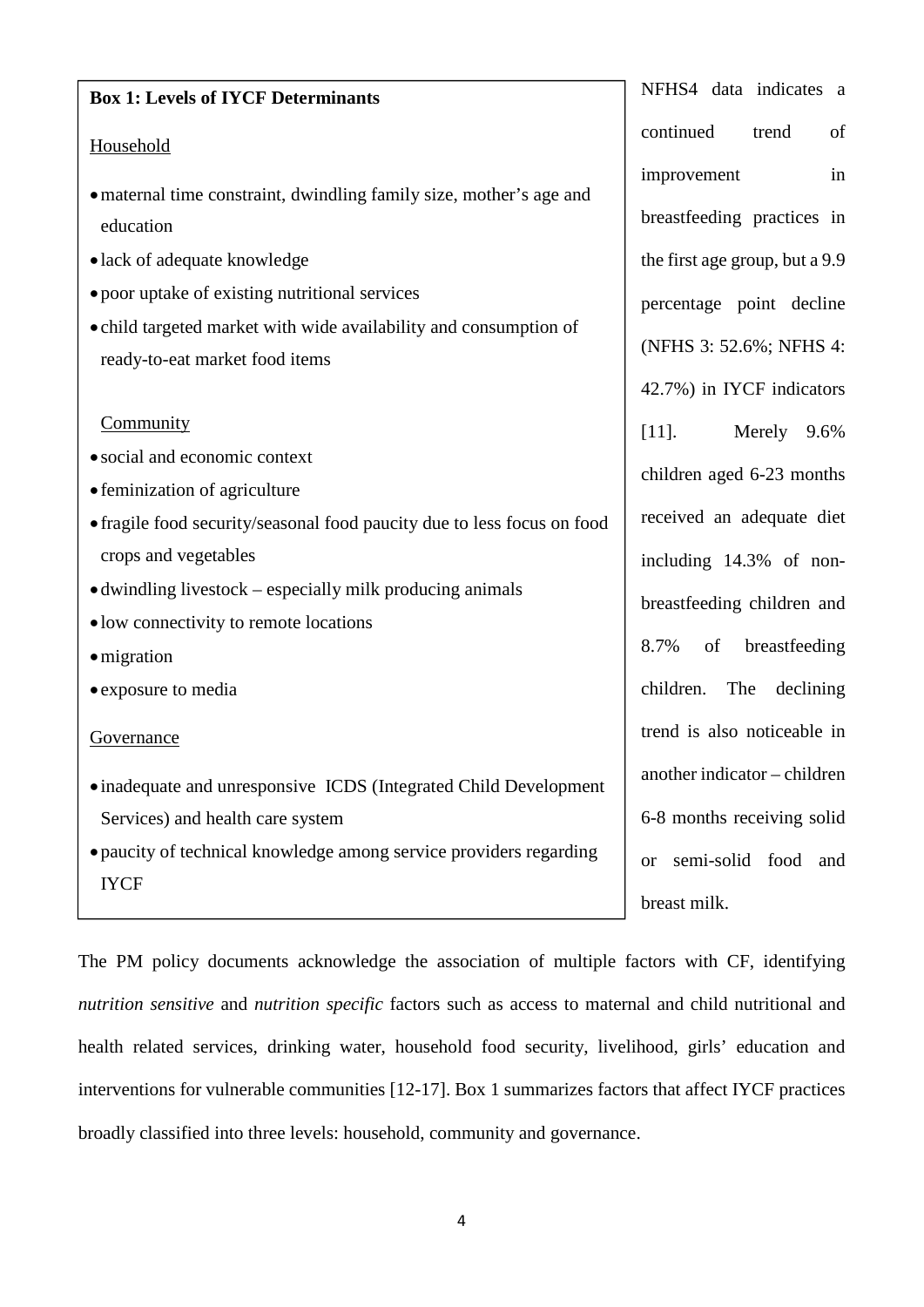**Box 1: Levels of IYCF Determinants**

Household

- maternal time constraint, dwindling family size, mother's age and education
- lack of adequate knowledge
- poor uptake of existing nutritional services
- child targeted market with wide availability and consumption of ready-to-eat market food items

Community

- social and economic context
- feminization of agriculture
- fragile food security/seasonal food paucity due to less focus on food crops and vegetables
- dwindling livestock – especially milk producing animals
- low connectivity to remote locations
- migration
- exposure to media

Governance

- inadequate and unresponsive ICDS (Integrated Child Development Services) and health care system
- paucity of technical knowledge among service providers regarding IYCF

NFHS4 data indicates a continued trend of improvement in breastfeeding practices in the first age group, but a 9.9 percentage point decline (NFHS 3: 52.6%; NFHS 4: 42.7%) in IYCF indicators [11]. Merely 9.6% children aged 6-23 months received an adequate diet including 14.3% of non-breastfeeding children and 8.7% of breastfeeding children. The declining trend is also noticeable in another indicator – children 6-8 months receiving solid or semi-solid food and breast milk.

The PM policy documents acknowledge the association of multiple factors with CF, identifying *nutrition sensitive* and *nutrition specific* factors such as access to maternal and child nutritional and health related services, drinking water, household food security, livelihood, girls' education and interventions for vulnerable communities [12-17]. Box 1 summarizes factors that affect IYCF practices broadly classified into three levels: household, community and governance.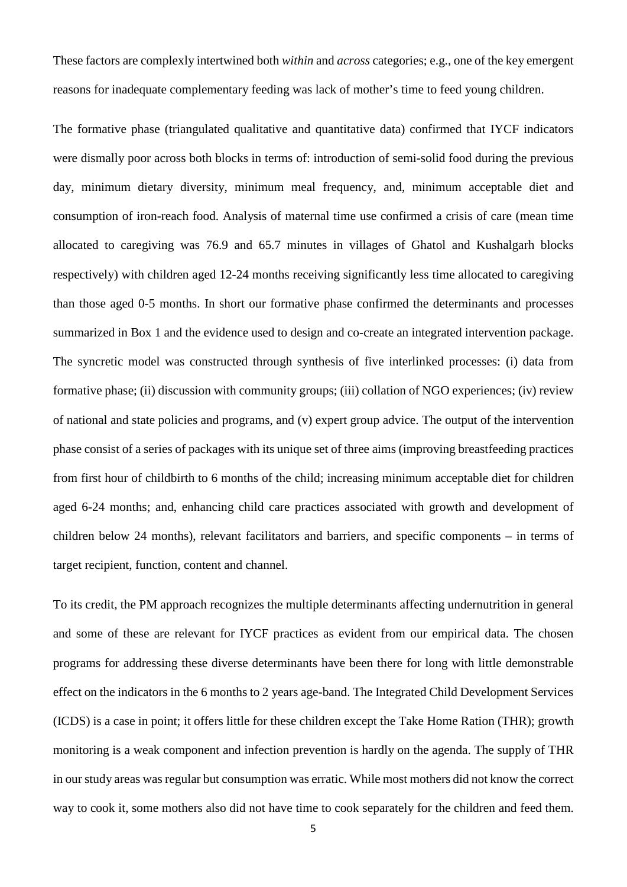These factors are complexly intertwined both *within* and *across* categories; e.g., one of the key emergent reasons for inadequate complementary feeding was lack of mother's time to feed young children.

The formative phase (triangulated qualitative and quantitative data) confirmed that IYCF indicators were dismally poor across both blocks in terms of: introduction of semi-solid food during the previous day, minimum dietary diversity, minimum meal frequency, and, minimum acceptable diet and consumption of iron-reach food. Analysis of maternal time use confirmed a crisis of care (mean time allocated to caregiving was 76.9 and 65.7 minutes in villages of Ghatol and Kushalgarh blocks respectively) with children aged 12-24 months receiving significantly less time allocated to caregiving than those aged 0-5 months. In short our formative phase confirmed the determinants and processes summarized in Box 1 and the evidence used to design and co-create an integrated intervention package. The syncretic model was constructed through synthesis of five interlinked processes: (i) data from formative phase; (ii) discussion with community groups; (iii) collation of NGO experiences; (iv) review of national and state policies and programs, and (v) expert group advice. The output of the intervention phase consist of a series of packages with its unique set of three aims (improving breastfeeding practices from first hour of childbirth to 6 months of the child; increasing minimum acceptable diet for children aged 6-24 months; and, enhancing child care practices associated with growth and development of children below 24 months), relevant facilitators and barriers, and specific components – in terms of target recipient, function, content and channel.

To its credit, the PM approach recognizes the multiple determinants affecting undernutrition in general and some of these are relevant for IYCF practices as evident from our empirical data. The chosen programs for addressing these diverse determinants have been there for long with little demonstrable effect on the indicators in the 6 months to 2 years age-band. The Integrated Child Development Services (ICDS) is a case in point; it offers little for these children except the Take Home Ration (THR); growth monitoring is a weak component and infection prevention is hardly on the agenda. The supply of THR in our study areas was regular but consumption was erratic. While most mothers did not know the correct way to cook it, some mothers also did not have time to cook separately for the children and feed them.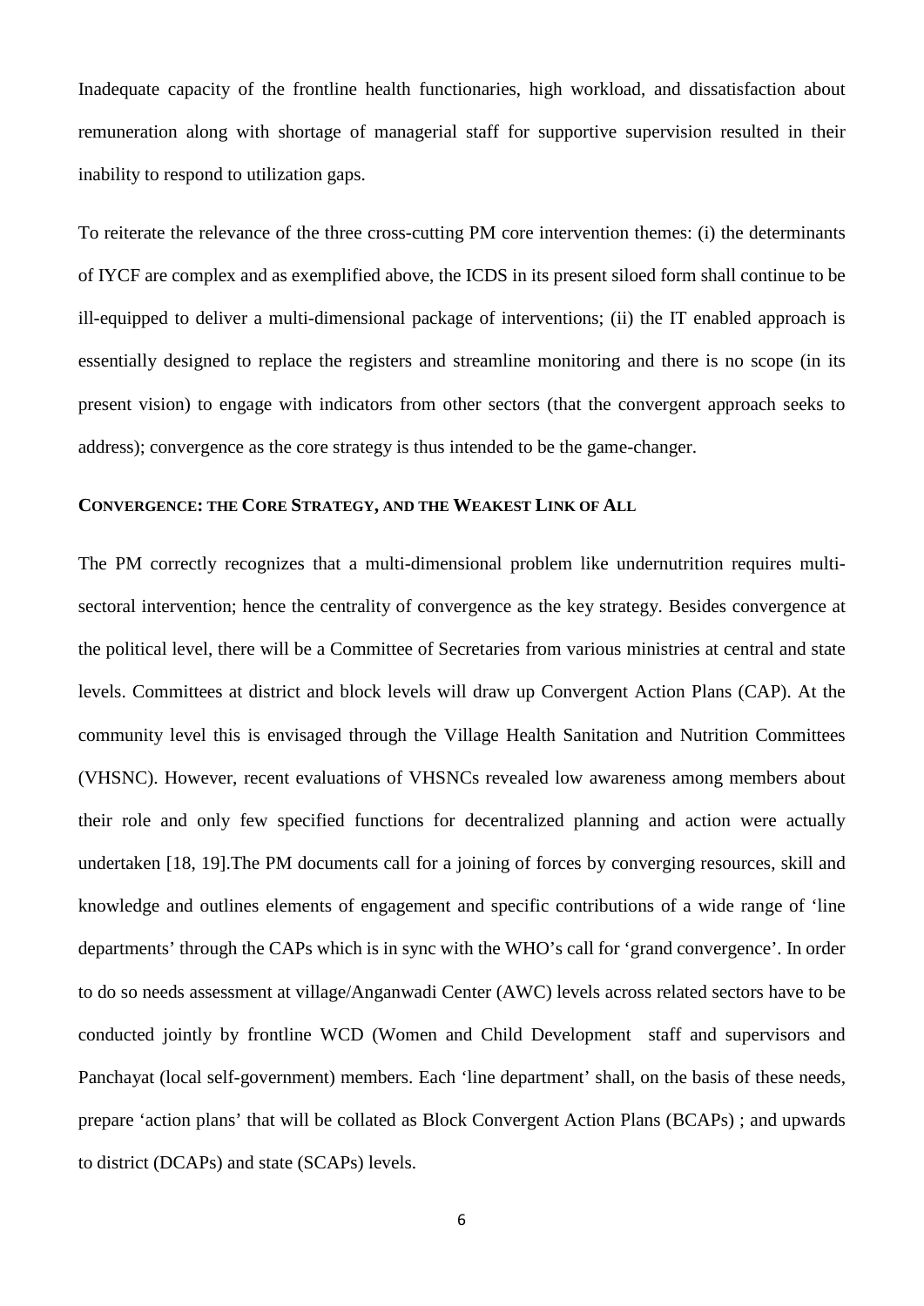Inadequate capacity of the frontline health functionaries, high workload, and dissatisfaction about remuneration along with shortage of managerial staff for supportive supervision resulted in their inability to respond to utilization gaps.

To reiterate the relevance of the three cross-cutting PM core intervention themes: (i) the determinants of IYCF are complex and as exemplified above, the ICDS in its present siloed form shall continue to be ill-equipped to deliver a multi-dimensional package of interventions; (ii) the IT enabled approach is essentially designed to replace the registers and streamline monitoring and there is no scope (in its present vision) to engage with indicators from other sectors (that the convergent approach seeks to address); convergence as the core strategy is thus intended to be the game-changer.

### CONVERGENCE: THE CORE STRATEGY, AND THE WEAKEST LINK OF ALL

The PM correctly recognizes that a multi-dimensional problem like undernutrition requires multi-sectoral intervention; hence the centrality of convergence as the key strategy. Besides convergence at the political level, there will be a Committee of Secretaries from various ministries at central and state levels. Committees at district and block levels will draw up Convergent Action Plans (CAP). At the community level this is envisaged through the Village Health Sanitation and Nutrition Committees (VHSNC). However, recent evaluations of VHSNCs revealed low awareness among members about their role and only few specified functions for decentralized planning and action were actually undertaken [18, 19].The PM documents call for a joining of forces by converging resources, skill and knowledge and outlines elements of engagement and specific contributions of a wide range of 'line departments' through the CAPs which is in sync with the WHO's call for 'grand convergence'. In order to do so needs assessment at village/Anganwadi Center (AWC) levels across related sectors have to be conducted jointly by frontline WCD (Women and Child Development staff and supervisors and Panchayat (local self-government) members. Each 'line department' shall, on the basis of these needs, prepare 'action plans' that will be collated as Block Convergent Action Plans (BCAPs) ; and upwards to district (DCAPs) and state (SCAPs) levels.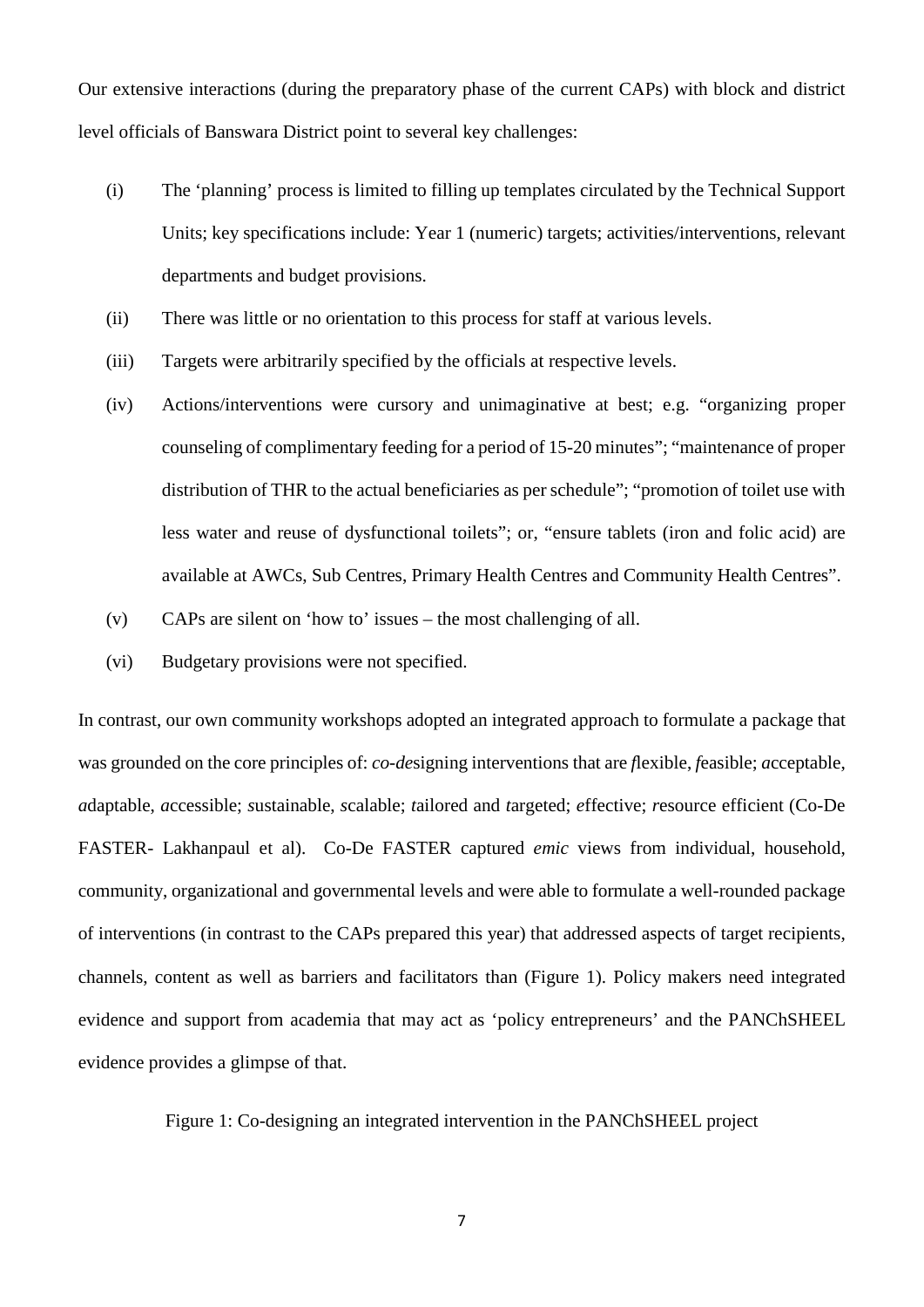Our extensive interactions (during the preparatory phase of the current CAPs) with block and district level officials of Banswara District point to several key challenges:

(i) The 'planning' process is limited to filling up templates circulated by the Technical Support Units; key specifications include: Year 1 (numeric) targets; activities/interventions, relevant departments and budget provisions.

(ii) There was little or no orientation to this process for staff at various levels.

(iii) Targets were arbitrarily specified by the officials at respective levels.

(iv) Actions/interventions were cursory and unimaginative at best; e.g. "organizing proper counseling of complimentary feeding for a period of 15-20 minutes"; "maintenance of proper distribution of THR to the actual beneficiaries as per schedule"; "promotion of toilet use with less water and reuse of dysfunctional toilets"; or, "ensure tablets (iron and folic acid) are available at AWCs, Sub Centres, Primary Health Centres and Community Health Centres".

(v) CAPs are silent on 'how to' issues – the most challenging of all.

(vi) Budgetary provisions were not specified.

In contrast, our own community workshops adopted an integrated approach to formulate a package that was grounded on the core principles of: *co-de*signing interventions that are *f*lexible, *f*easible; *a*cceptable, *a*daptable, *a*ccessible; *s*ustainable, *s*calable; *t*ailored and *t*argeted; *e*ffective; *r*esource efficient (Co-De FASTER- Lakhanpaul et al). Co-De FASTER captured *emic* views from individual, household, community, organizational and governmental levels and were able to formulate a well-rounded package of interventions (in contrast to the CAPs prepared this year) that addressed aspects of target recipients, channels, content as well as barriers and facilitators than (Figure 1). Policy makers need integrated evidence and support from academia that may act as 'policy entrepreneurs' and the PANChSHEEL evidence provides a glimpse of that.

Figure 1: Co-designing an integrated intervention in the PANChSHEEL project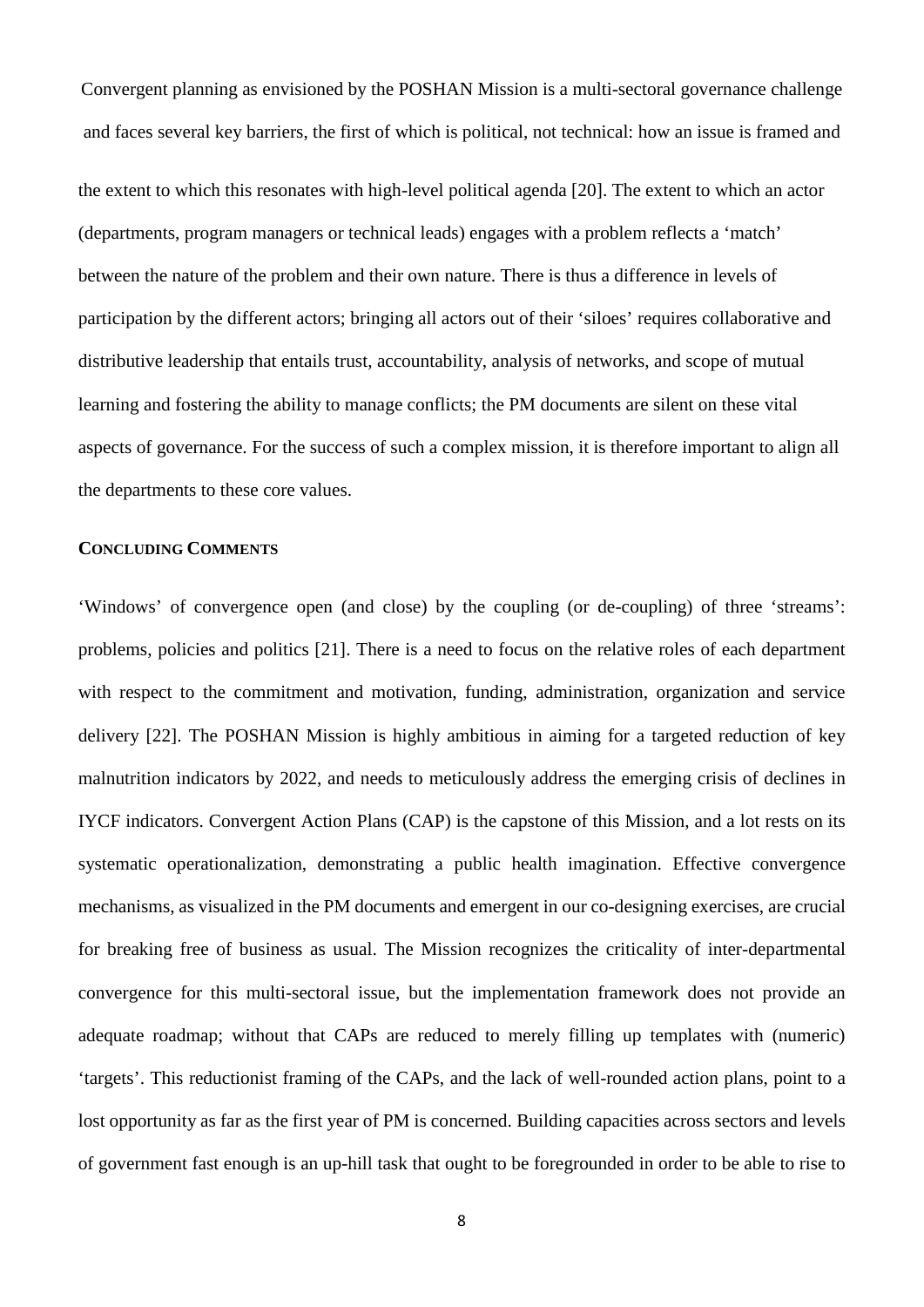Convergent planning as envisioned by the POSHAN Mission is a multi-sectoral governance challenge and faces several key barriers, the first of which is political, not technical: how an issue is framed and the extent to which this resonates with high-level political agenda [20]. The extent to which an actor (departments, program managers or technical leads) engages with a problem reflects a 'match' between the nature of the problem and their own nature. There is thus a difference in levels of participation by the different actors; bringing all actors out of their 'siloes' requires collaborative and distributive leadership that entails trust, accountability, analysis of networks, and scope of mutual learning and fostering the ability to manage conflicts; the PM documents are silent on these vital aspects of governance. For the success of such a complex mission, it is therefore important to align all the departments to these core values.

## CONCLUDING COMMENTS

'Windows' of convergence open (and close) by the coupling (or de-coupling) of three 'streams': problems, policies and politics [21]. There is a need to focus on the relative roles of each department with respect to the commitment and motivation, funding, administration, organization and service delivery [22]. The POSHAN Mission is highly ambitious in aiming for a targeted reduction of key malnutrition indicators by 2022, and needs to meticulously address the emerging crisis of declines in IYCF indicators. Convergent Action Plans (CAP) is the capstone of this Mission, and a lot rests on its systematic operationalization, demonstrating a public health imagination. Effective convergence mechanisms, as visualized in the PM documents and emergent in our co-designing exercises, are crucial for breaking free of business as usual. The Mission recognizes the criticality of inter-departmental convergence for this multi-sectoral issue, but the implementation framework does not provide an adequate roadmap; without that CAPs are reduced to merely filling up templates with (numeric) 'targets'. This reductionist framing of the CAPs, and the lack of well-rounded action plans, point to a lost opportunity as far as the first year of PM is concerned. Building capacities across sectors and levels of government fast enough is an up-hill task that ought to be foregrounded in order to be able to rise to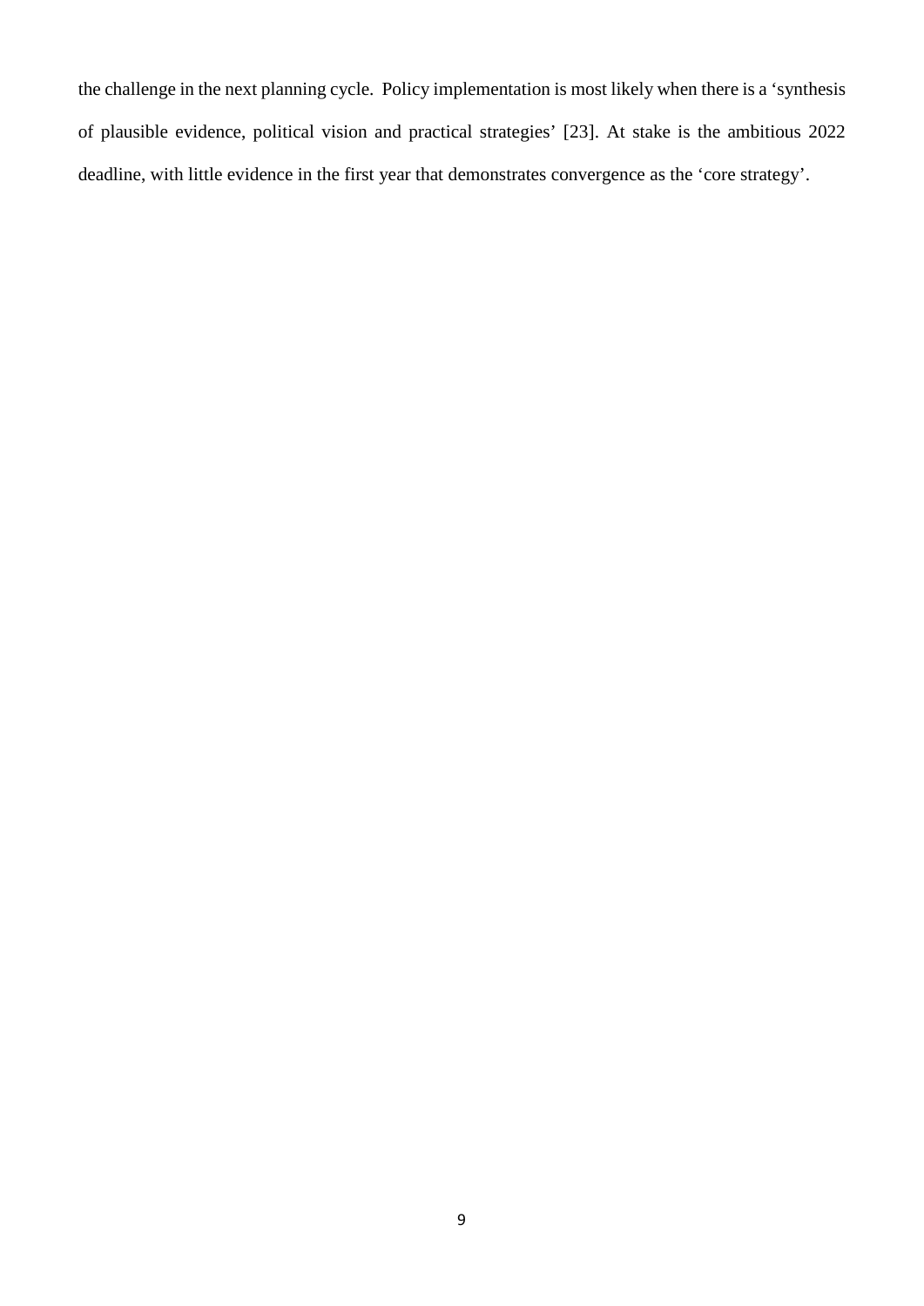the challenge in the next planning cycle. Policy implementation is most likely when there is a 'synthesis of plausible evidence, political vision and practical strategies' [23]. At stake is the ambitious 2022 deadline, with little evidence in the first year that demonstrates convergence as the 'core strategy'.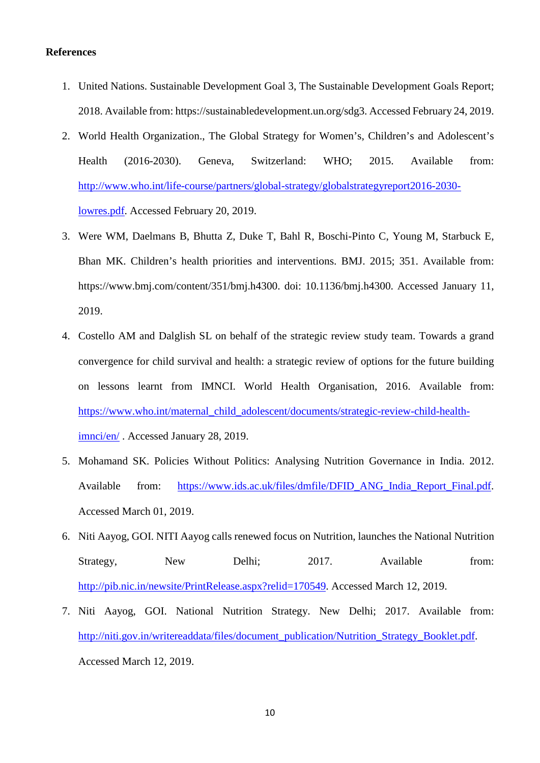**References**

1. United Nations. Sustainable Development Goal 3, The Sustainable Development Goals Report; 2018. Available from: https://sustainabledevelopment.un.org/sdg3. Accessed February 24, 2019.
2. World Health Organization., The Global Strategy for Women's, Children's and Adolescent's Health (2016-2030). Geneva, Switzerland: WHO; 2015. Available from: http://www.who.int/life-course/partners/global-strategy/globalstrategyreport2016-2030-lowres.pdf. Accessed February 20, 2019.
3. Were WM, Daelmans B, Bhutta Z, Duke T, Bahl R, Boschi-Pinto C, Young M, Starbuck E, Bhan MK. Children's health priorities and interventions. BMJ. 2015; 351. Available from: https://www.bmj.com/content/351/bmj.h4300. doi: 10.1136/bmj.h4300. Accessed January 11, 2019.
4. Costello AM and Dalglish SL on behalf of the strategic review study team. Towards a grand convergence for child survival and health: a strategic review of options for the future building on lessons learnt from IMNCI. World Health Organisation, 2016. Available from: https://www.who.int/maternal_child_adolescent/documents/strategic-review-child-health-imnci/en/ . Accessed January 28, 2019.
5. Mohamand SK. Policies Without Politics: Analysing Nutrition Governance in India. 2012. Available from: https://www.ids.ac.uk/files/dmfile/DFID_ANG_India_Report_Final.pdf. Accessed March 01, 2019.
6. Niti Aayog, GOI. NITI Aayog calls renewed focus on Nutrition, launches the National Nutrition Strategy, New Delhi; 2017. Available from: http://pib.nic.in/newsite/PrintRelease.aspx?relid=170549. Accessed March 12, 2019.
7. Niti Aayog, GOI. National Nutrition Strategy. New Delhi; 2017. Available from: http://niti.gov.in/writereaddata/files/document_publication/Nutrition_Strategy_Booklet.pdf. Accessed March 12, 2019.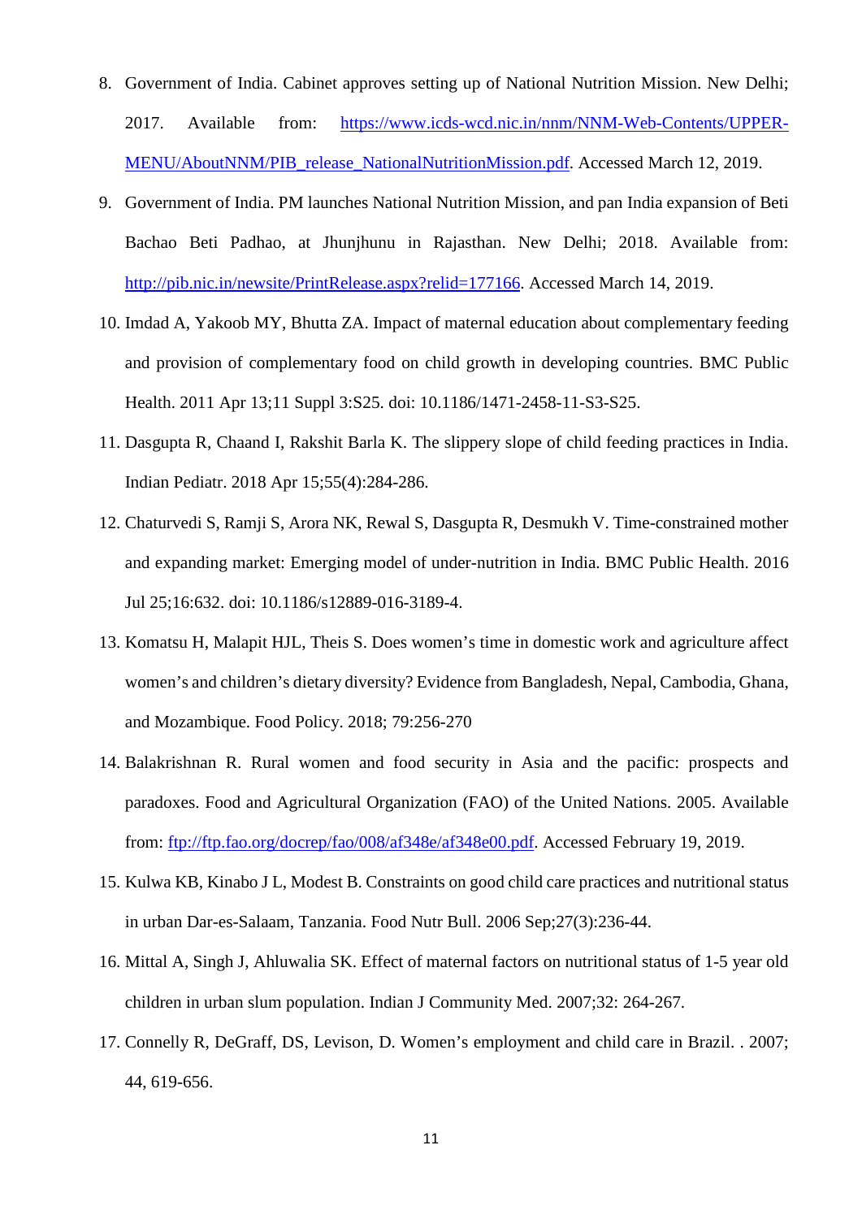8. Government of India. Cabinet approves setting up of National Nutrition Mission. New Delhi; 2017. Available from: https://www.icds-wcd.nic.in/nnm/NNM-Web-Contents/UPPER-MENU/AboutNNM/PIB_release_NationalNutritionMission.pdf. Accessed March 12, 2019.
9. Government of India. PM launches National Nutrition Mission, and pan India expansion of Beti Bachao Beti Padhao, at Jhunjhunu in Rajasthan. New Delhi; 2018. Available from: http://pib.nic.in/newsite/PrintRelease.aspx?relid=177166. Accessed March 14, 2019.
10. Imdad A, Yakoob MY, Bhutta ZA. Impact of maternal education about complementary feeding and provision of complementary food on child growth in developing countries. BMC Public Health. 2011 Apr 13;11 Suppl 3:S25. doi: 10.1186/1471-2458-11-S3-S25.
11. Dasgupta R, Chaand I, Rakshit Barla K. The slippery slope of child feeding practices in India. Indian Pediatr. 2018 Apr 15;55(4):284-286.
12. Chaturvedi S, Ramji S, Arora NK, Rewal S, Dasgupta R, Desmukh V. Time-constrained mother and expanding market: Emerging model of under-nutrition in India. BMC Public Health. 2016 Jul 25;16:632. doi: 10.1186/s12889-016-3189-4.
13. Komatsu H, Malapit HJL, Theis S. Does women's time in domestic work and agriculture affect women's and children's dietary diversity? Evidence from Bangladesh, Nepal, Cambodia, Ghana, and Mozambique. Food Policy. 2018; 79:256-270
14. Balakrishnan R. Rural women and food security in Asia and the pacific: prospects and paradoxes. Food and Agricultural Organization (FAO) of the United Nations. 2005. Available from: ftp://ftp.fao.org/docrep/fao/008/af348e/af348e00.pdf. Accessed February 19, 2019.
15. Kulwa KB, Kinabo J L, Modest B. Constraints on good child care practices and nutritional status in urban Dar-es-Salaam, Tanzania. Food Nutr Bull. 2006 Sep;27(3):236-44.
16. Mittal A, Singh J, Ahluwalia SK. Effect of maternal factors on nutritional status of 1-5 year old children in urban slum population. Indian J Community Med. 2007;32: 264-267.
17. Connelly R, DeGraff, DS, Levison, D. Women's employment and child care in Brazil. . 2007; 44, 619-656.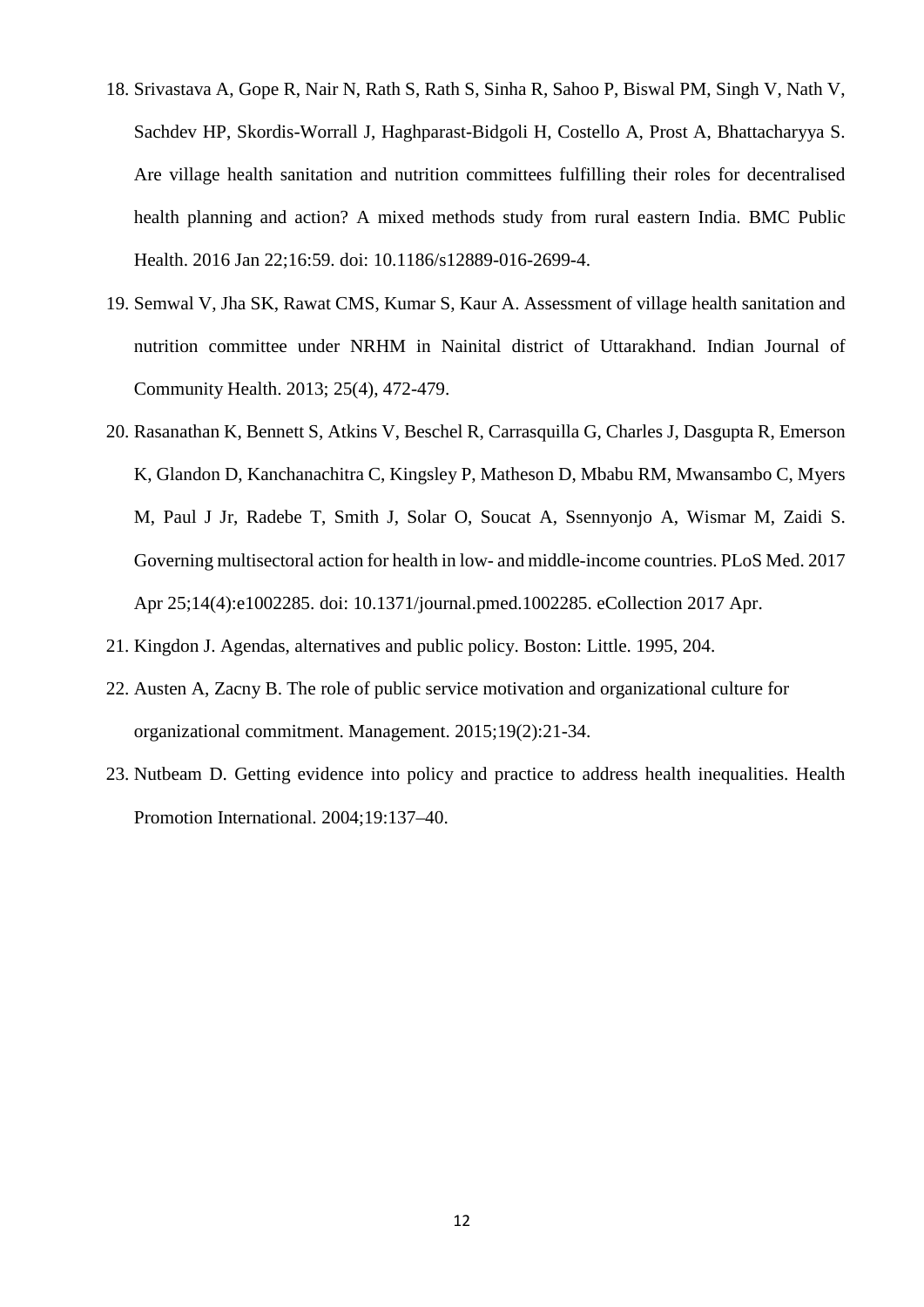18. Srivastava A, Gope R, Nair N, Rath S, Rath S, Sinha R, Sahoo P, Biswal PM, Singh V, Nath V, Sachdev HP, Skordis-Worrall J, Haghparast-Bidgoli H, Costello A, Prost A, Bhattacharyya S. Are village health sanitation and nutrition committees fulfilling their roles for decentralised health planning and action? A mixed methods study from rural eastern India. BMC Public Health. 2016 Jan 22;16:59. doi: 10.1186/s12889-016-2699-4.
19. Semwal V, Jha SK, Rawat CMS, Kumar S, Kaur A. Assessment of village health sanitation and nutrition committee under NRHM in Nainital district of Uttarakhand. Indian Journal of Community Health. 2013; 25(4), 472-479.
20. Rasanathan K, Bennett S, Atkins V, Beschel R, Carrasquilla G, Charles J, Dasgupta R, Emerson K, Glandon D, Kanchanachitra C, Kingsley P, Matheson D, Mbabu RM, Mwansambo C, Myers M, Paul J Jr, Radebe T, Smith J, Solar O, Soucat A, Ssennyonjo A, Wismar M, Zaidi S. Governing multisectoral action for health in low- and middle-income countries. PLoS Med. 2017 Apr 25;14(4):e1002285. doi: 10.1371/journal.pmed.1002285. eCollection 2017 Apr.
21. Kingdon J. Agendas, alternatives and public policy. Boston: Little. 1995, 204.
22. Austen A, Zacny B. The role of public service motivation and organizational culture for organizational commitment. Management. 2015;19(2):21-34.
23. Nutbeam D. Getting evidence into policy and practice to address health inequalities. Health Promotion International. 2004;19:137–40.